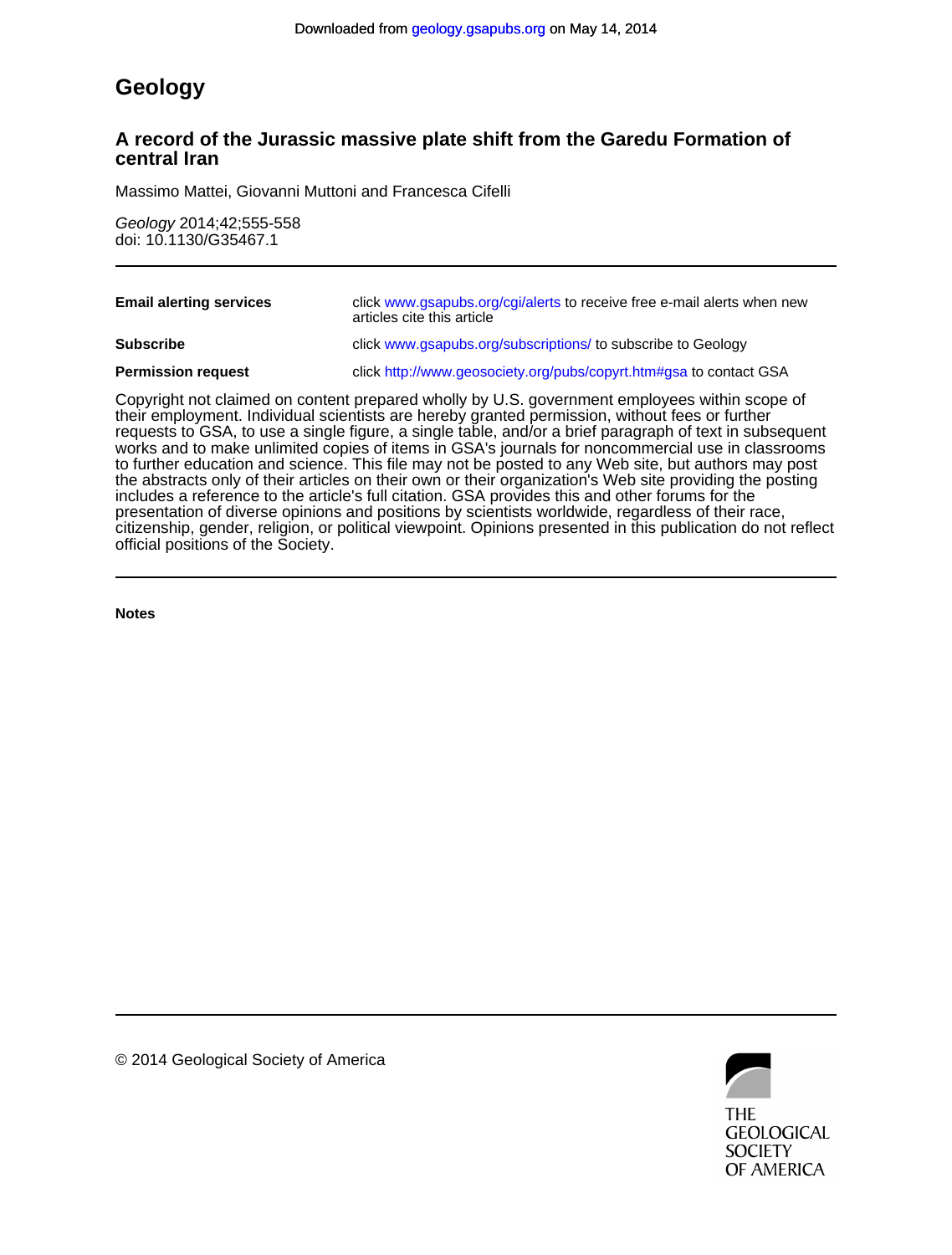Downloaded from geology.gsapubs.org on May 14, 2014

# Geology

## A record of the Jurassic massive plate shift from the Garedu Formation of central Iran

Massimo Mattei, Giovanni Muttoni and Francesca Cifelli

*Geology* 2014;42;555-558
doi: 10.1130/G35467.1

---

| | |
|---|---|
| **Email alerting services** | click www.gsapubs.org/cgi/alerts to receive free e-mail alerts when new articles cite this article |
| **Subscribe** | click www.gsapubs.org/subscriptions/ to subscribe to Geology |
| **Permission request** | click http://www.geosociety.org/pubs/copyrt.htm#gsa to contact GSA |

Copyright not claimed on content prepared wholly by U.S. government employees within scope of their employment. Individual scientists are hereby granted permission, without fees or further requests to GSA, to use a single figure, a single table, and/or a brief paragraph of text in subsequent works and to make unlimited copies of items in GSA's journals for noncommercial use in classrooms to further education and science. This file may not be posted to any Web site, but authors may post the abstracts only of their articles on their own or their organization's Web site providing the posting includes a reference to the article's full citation. GSA provides this and other forums for the presentation of diverse opinions and positions by scientists worldwide, regardless of their race, citizenship, gender, religion, or political viewpoint. Opinions presented in this publication do not reflect official positions of the Society.

---

**Notes**

---

© 2014 Geological Society of America

THE GEOLOGICAL SOCIETY OF AMERICA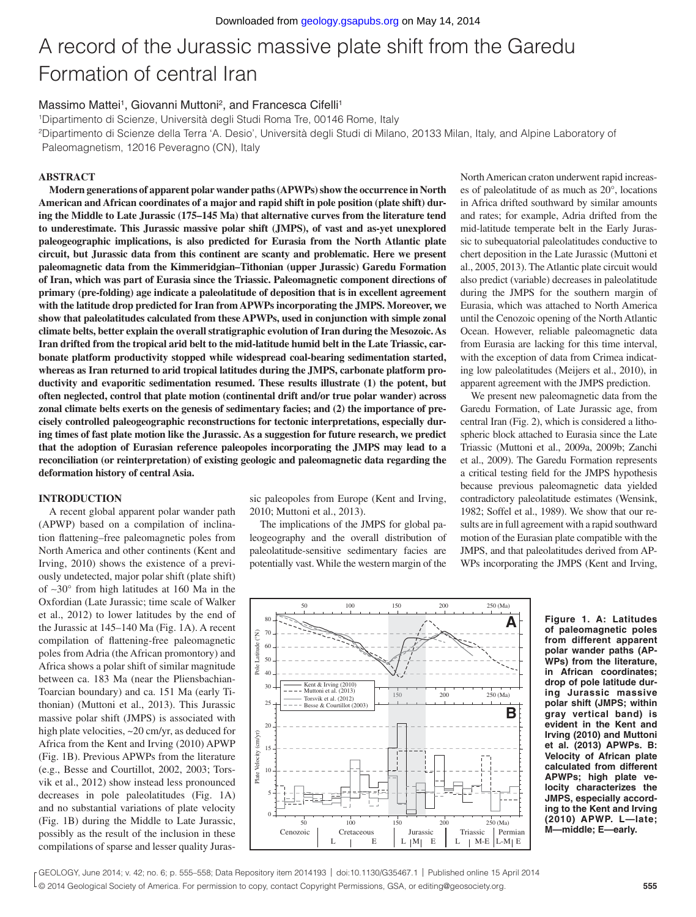Downloaded from geology.gsapubs.org on May 14, 2014

# A record of the Jurassic massive plate shift from the Garedu Formation of central Iran

Massimo Mattei[1], Giovanni Muttoni[2], and Francesca Cifelli[1]

[1]Dipartimento di Scienze, Università degli Studi Roma Tre, 00146 Rome, Italy

[2]Dipartimento di Scienze della Terra 'A. Desio', Università degli Studi di Milano, 20133 Milan, Italy, and Alpine Laboratory of Paleomagnetism, 12016 Peveragno (CN), Italy

## ABSTRACT

**Modern generations of apparent polar wander paths (APWPs) show the occurrence in North American and African coordinates of a major and rapid shift in pole position (plate shift) during the Middle to Late Jurassic (175–145 Ma) that alternative curves from the literature tend to underestimate. This Jurassic massive polar shift (JMPS), of vast and as-yet unexplored paleogeographic implications, is also predicted for Eurasia from the North Atlantic plate circuit, but Jurassic data from this continent are scanty and problematic. Here we present paleomagnetic data from the Kimmeridgian–Tithonian (upper Jurassic) Garedu Formation of Iran, which was part of Eurasia since the Triassic. Paleomagnetic component directions of primary (pre-folding) age indicate a paleolatitude of deposition that is in excellent agreement with the latitude drop predicted for Iran from APWPs incorporating the JMPS. Moreover, we show that paleolatitudes calculated from these APWPs, used in conjunction with simple zonal climate belts, better explain the overall stratigraphic evolution of Iran during the Mesozoic. As Iran drifted from the tropical arid belt to the mid-latitude humid belt in the Late Triassic, carbonate platform productivity stopped while widespread coal-bearing sedimentation started, whereas as Iran returned to arid tropical latitudes during the JMPS, carbonate platform productivity and evaporitic sedimentation resumed. These results illustrate (1) the potent, but often neglected, control that plate motion (continental drift and/or true polar wander) across zonal climate belts exerts on the genesis of sedimentary facies; and (2) the importance of precisely controlled paleogeographic reconstructions for tectonic interpretations, especially during times of fast plate motion like the Jurassic. As a suggestion for future research, we predict that the adoption of Eurasian reference paleopoles incorporating the JMPS may lead to a reconciliation (or reinterpretation) of existing geologic and paleomagnetic data regarding the deformation history of central Asia.**

## INTRODUCTION

A recent global apparent polar wander path (APWP) based on a compilation of inclination flattening–free paleomagnetic poles from North America and other continents (Kent and Irving, 2010) shows the existence of a previously undetected, major polar shift (plate shift) of ~30° from high latitudes at 160 Ma in the Oxfordian (Late Jurassic; time scale of Walker et al., 2012) to lower latitudes by the end of the Jurassic at 145–140 Ma (Fig. 1A). A recent compilation of flattening-free paleomagnetic poles from Adria (the African promontory) and Africa shows a polar shift of similar magnitude between ca. 183 Ma (near the Pliensbachian-Toarcian boundary) and ca. 151 Ma (early Tithonian) (Muttoni et al., 2013). This Jurassic massive polar shift (JMPS) is associated with high plate velocities, ~20 cm/yr, as deduced for Africa from the Kent and Irving (2010) APWP (Fig. 1B). Previous APWPs from the literature (e.g., Besse and Courtillot, 2002, 2003; Torsvik et al., 2012) show instead less pronounced decreases in pole paleolatitudes (Fig. 1A) and no substantial variations of plate velocity (Fig. 1B) during the Middle to Late Jurassic, possibly as the result of the inclusion in these compilations of sparse and lesser quality Jurassic paleopoles from Europe (Kent and Irving, 2010; Muttoni et al., 2013).

The implications of the JMPS for global paleogeography and the overall distribution of paleolatitude-sensitive sedimentary facies are potentially vast. While the western margin of the North American craton underwent rapid increases of paleolatitude of as much as 20°, locations in Africa drifted southward by similar amounts and rates; for example, Adria drifted from the mid-latitude temperate belt in the Early Jurassic to subequatorial paleolatitudes conductive to chert deposition in the Late Jurassic (Muttoni et al., 2005, 2013). The Atlantic plate circuit would also predict (variable) decreases in paleolatitude during the JMPS for the southern margin of Eurasia, which was attached to North America until the Cenozoic opening of the North Atlantic Ocean. However, reliable paleomagnetic data from Eurasia are lacking for this time interval, with the exception of data from Crimea indicating low paleolatitudes (Meijers et al., 2010), in apparent agreement with the JMPS prediction.

We present new paleomagnetic data from the Garedu Formation, of Late Jurassic age, from central Iran (Fig. 2), which is considered a lithospheric block attached to Eurasia since the Late Triassic (Muttoni et al., 2009a, 2009b; Zanchi et al., 2009). The Garedu Formation represents a critical testing field for the JMPS hypothesis because previous paleomagnetic data yielded contradictory paleolatitude estimates (Wensink, 1982; Soffel et al., 1989). We show that our results are in full agreement with a rapid southward motion of the Eurasian plate compatible with the JMPS, and that paleolatitudes derived from APWPs incorporating the JMPS (Kent and Irving,

Figure 1. A: Latitudes of paleomagnetic poles from different apparent polar wander paths (APWPs) from the literature, in African coordinates; drop of pole latitude during Jurassic massive polar shift (JMPS; within gray vertical band) is evident in the Kent and Irving (2010) and Muttoni et al. (2013) APWPs. B: Velocity of African plate calculated from different APWPs; high plate velocity characterizes the JMPS, especially according to the Kent and Irving (2010) APWP. L—late; M—middle; E—early.

GEOLOGY, June 2014; v. 42; no. 6; p. 555–558; Data Repository item 2014193 | doi:10.1130/G35467.1 | Published online 15 April 2014

© 2014 Geological Society of America. For permission to copy, contact Copyright Permissions, GSA, or editing@geosociety.org.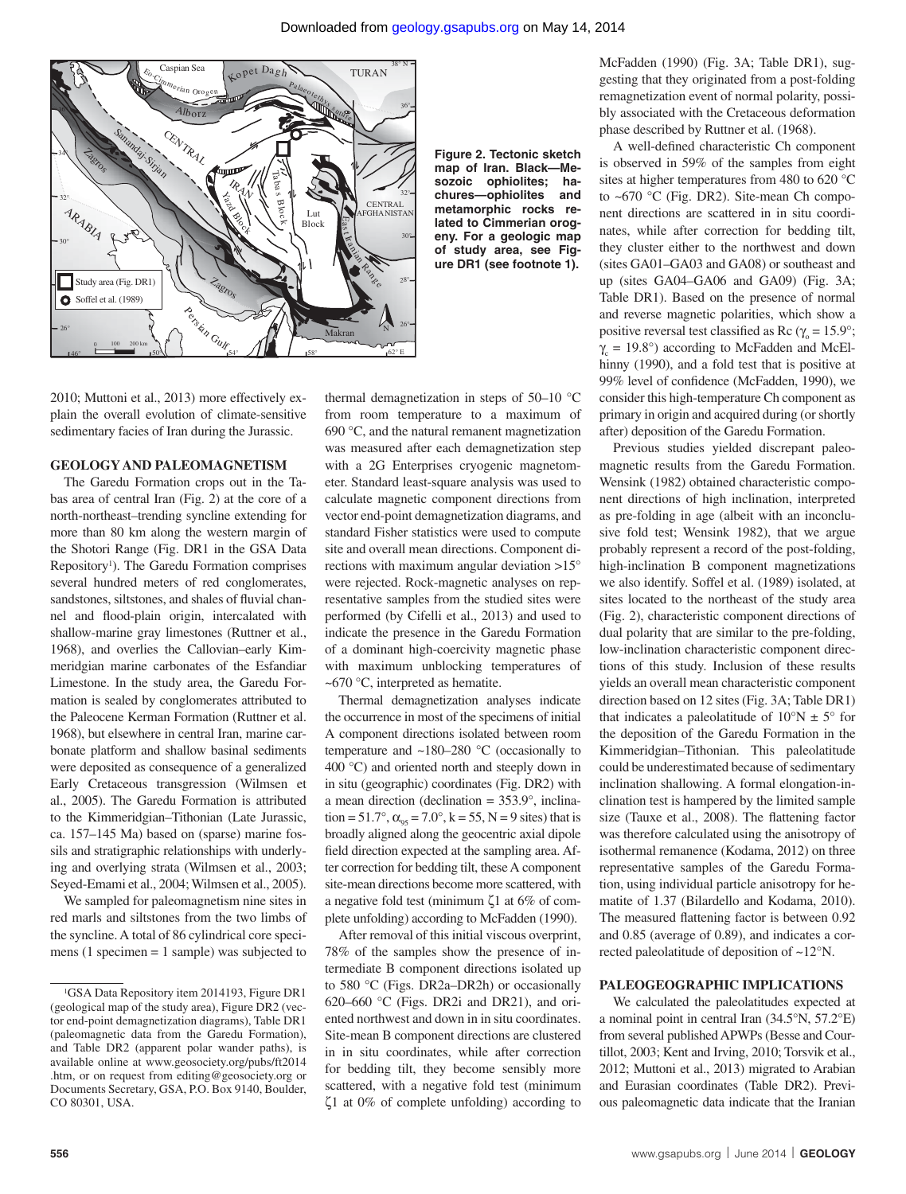Figure 2. Tectonic sketch map of Iran. Black—Mesozoic ophiolites; hachures—ophiolites and metamorphic rocks related to Cimmerian orogeny. For a geologic map of study area, see Figure DR1 (see footnote 1).

2010; Muttoni et al., 2013) more effectively explain the overall evolution of climate-sensitive sedimentary facies of Iran during the Jurassic.

## GEOLOGY AND PALEOMAGNETISM

The Garedu Formation crops out in the Tabas area of central Iran (Fig. 2) at the core of a north-northeast–trending syncline extending for more than 80 km along the western margin of the Shotori Range (Fig. DR1 in the GSA Data Repository[1]). The Garedu Formation comprises several hundred meters of red conglomerates, sandstones, siltstones, and shales of fluvial channel and flood-plain origin, intercalated with shallow-marine gray limestones (Ruttner et al., 1968), and overlies the Callovian–early Kimmeridgian marine carbonates of the Esfandiar Limestone. In the study area, the Garedu Formation is sealed by conglomerates attributed to the Paleocene Kerman Formation (Ruttner et al. 1968), but elsewhere in central Iran, marine carbonate platform and shallow basinal sediments were deposited as consequence of a generalized Early Cretaceous transgression (Wilmsen et al., 2005). The Garedu Formation is attributed to the Kimmeridgian–Tithonian (Late Jurassic, ca. 157–145 Ma) based on (sparse) marine fossils and stratigraphic relationships with underlying and overlying strata (Wilmsen et al., 2003; Seyed-Emami et al., 2004; Wilmsen et al., 2005).

We sampled for paleomagnetism nine sites in red marls and siltstones from the two limbs of the syncline. A total of 86 cylindrical core specimens (1 specimen = 1 sample) was subjected to thermal demagnetization in steps of 50–10 °C from room temperature to a maximum of 690 °C, and the natural remanent magnetization was measured after each demagnetization step with a 2G Enterprises cryogenic magnetometer. Standard least-square analysis was used to calculate magnetic component directions from vector end-point demagnetization diagrams, and standard Fisher statistics were used to compute site and overall mean directions. Component directions with maximum angular deviation >15° were rejected. Rock-magnetic analyses on representative samples from the studied sites were performed (by Cifelli et al., 2013) and used to indicate the presence in the Garedu Formation of a dominant high-coercivity magnetic phase with maximum unblocking temperatures of ~670 °C, interpreted as hematite.

Thermal demagnetization analyses indicate the occurrence in most of the specimens of initial A component directions isolated between room temperature and ~180–280 °C (occasionally to 400 °C) and oriented north and steeply down in in situ (geographic) coordinates (Fig. DR2) with a mean direction (declination = 353.9°, inclination = 51.7°, $\alpha_{95}$ = 7.0°, k = 55, N = 9 sites) that is broadly aligned along the geocentric axial dipole field direction expected at the sampling area. After correction for bedding tilt, these A component site-mean directions become more scattered, with a negative fold test (minimum $\zeta$1 at 6% of complete unfolding) according to McFadden (1990).

After removal of this initial viscous overprint, 78% of the samples show the presence of intermediate B component directions isolated up to 580 °C (Figs. DR2a–DR2h) or occasionally 620–660 °C (Figs. DR2i and DR21), and oriented northwest and down in in situ coordinates. Site-mean B component directions are clustered in in situ coordinates, while after correction for bedding tilt, they become sensibly more scattered, with a negative fold test (minimum $\zeta$1 at 0% of complete unfolding) according to McFadden (1990) (Fig. 3A; Table DR1), suggesting that they originated from a post-folding remagnetization event of normal polarity, possibly associated with the Cretaceous deformation phase described by Ruttner et al. (1968).

A well-defined characteristic Ch component is observed in 59% of the samples from eight sites at higher temperatures from 480 to 620 °C to ~670 °C (Fig. DR2). Site-mean Ch component directions are scattered in in situ coordinates, while after correction for bedding tilt, they cluster either to the northwest and down (sites GA01–GA03 and GA08) or southeast and up (sites GA04–GA06 and GA09) (Fig. 3A; Table DR1). Based on the presence of normal and reverse magnetic polarities, which show a positive reversal test classified as Rc ($\gamma_o$ = 15.9°; $\gamma_c$ = 19.8°) according to McFadden and McElhinny (1990), and a fold test that is positive at 99% level of confidence (McFadden, 1990), we consider this high-temperature Ch component as primary in origin and acquired during (or shortly after) deposition of the Garedu Formation.

Previous studies yielded discrepant paleomagnetic results from the Garedu Formation. Wensink (1982) obtained characteristic component directions of high inclination, interpreted as pre-folding in age (albeit with an inconclusive fold test; Wensink 1982), that we argue probably represent a record of the post-folding, high-inclination B component magnetizations we also identify. Soffel et al. (1989) isolated, at sites located to the northeast of the study area (Fig. 2), characteristic component directions of dual polarity that are similar to the pre-folding, low-inclination characteristic component directions of this study. Inclusion of these results yields an overall mean characteristic component direction based on 12 sites (Fig. 3A; Table DR1) that indicates a paleolatitude of 10°N ± 5° for the deposition of the Garedu Formation in the Kimmeridgian–Tithonian. This paleolatitude could be underestimated because of sedimentary inclination shallowing. A formal elongation-inclination test is hampered by the limited sample size (Tauxe et al., 2008). The flattening factor was therefore calculated using the anisotropy of isothermal remanence (Kodama, 2012) on three representative samples of the Garedu Formation, using individual particle anisotropy for hematite of 1.37 (Bilardello and Kodama, 2010). The measured flattening factor is between 0.92 and 0.85 (average of 0.89), and indicates a corrected paleolatitude of deposition of ~12°N.

## PALEOGEOGRAPHIC IMPLICATIONS

We calculated the paleolatitudes expected at a nominal point in central Iran (34.5°N, 57.2°E) from several published APWPs (Besse and Courtillot, 2003; Kent and Irving, 2010; Torsvik et al., 2012; Muttoni et al., 2013) migrated to Arabian and Eurasian coordinates (Table DR2). Previous paleomagnetic data indicate that the Iranian

[1]GSA Data Repository item 2014193, Figure DR1 (geological map of the study area), Figure DR2 (vector end-point demagnetization diagrams), Table DR1 (paleomagnetic data from the Garedu Formation), and Table DR2 (apparent polar wander paths), is available online at www.geosociety.org/pubs/ft2014.htm, or on request from editing@geosociety.org or Documents Secretary, GSA, P.O. Box 9140, Boulder, CO 80301, USA.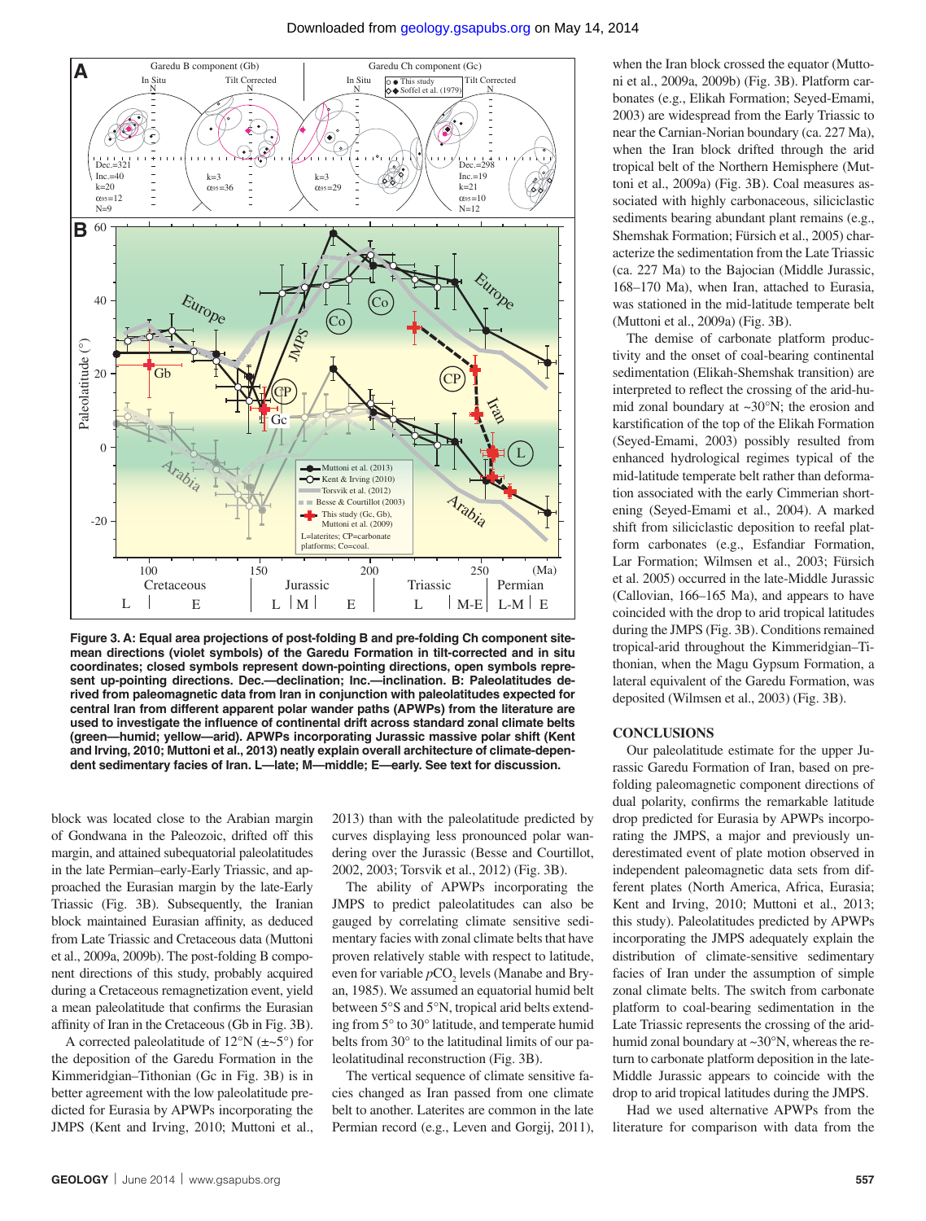Figure 3. A: Equal area projections of post-folding B and pre-folding Ch component site-mean directions (violet symbols) of the Garedu Formation in tilt-corrected and in situ coordinates; closed symbols represent down-pointing directions, open symbols represent up-pointing directions. Dec.—declination; Inc.—inclination. B: Paleolatitudes derived from paleomagnetic data from Iran in conjunction with paleolatitudes expected for central Iran from different apparent polar wander paths (APWPs) from the literature are used to investigate the influence of continental drift across standard zonal climate belts (green—humid; yellow—arid). APWPs incorporating Jurassic massive polar shift (Kent and Irving, 2010; Muttoni et al., 2013) neatly explain overall architecture of climate-dependent sedimentary facies of Iran. L—late; M—middle; E—early. See text for discussion.

block was located close to the Arabian margin of Gondwana in the Paleozoic, drifted off this margin, and attained subequatorial paleolatitudes in the late Permian–early-Early Triassic, and approached the Eurasian margin by the late-Early Triassic (Fig. 3B). Subsequently, the Iranian block maintained Eurasian affinity, as deduced from Late Triassic and Cretaceous data (Muttoni et al., 2009a, 2009b). The post-folding B component directions of this study, probably acquired during a Cretaceous remagnetization event, yield a mean paleolatitude that confirms the Eurasian affinity of Iran in the Cretaceous (Gb in Fig. 3B).

A corrected paleolatitude of 12°N (±~5°) for the deposition of the Garedu Formation in the Kimmeridgian–Tithonian (Gc in Fig. 3B) is in better agreement with the low paleolatitude predicted for Eurasia by APWPs incorporating the JMPS (Kent and Irving, 2010; Muttoni et al., 2013) than with the paleolatitude predicted by curves displaying less pronounced polar wandering over the Jurassic (Besse and Courtillot, 2002, 2003; Torsvik et al., 2012) (Fig. 3B).

The ability of APWPs incorporating the JMPS to predict paleolatitudes can also be gauged by correlating climate sensitive sedimentary facies with zonal climate belts that have proven relatively stable with respect to latitude, even for variable $pCO_2$ levels (Manabe and Bryan, 1985). We assumed an equatorial humid belt between 5°S and 5°N, tropical arid belts extending from 5° to 30° latitude, and temperate humid belts from 30° to the latitudinal limits of our paleolatitudinal reconstruction (Fig. 3B).

The vertical sequence of climate sensitive facies changed as Iran passed from one climate belt to another. Laterites are common in the late Permian record (e.g., Leven and Gorgij, 2011), when the Iran block crossed the equator (Muttoni et al., 2009a, 2009b) (Fig. 3B). Platform carbonates (e.g., Elikah Formation; Seyed-Emami, 2003) are widespread from the Early Triassic to near the Carnian-Norian boundary (ca. 227 Ma), when the Iran block drifted through the arid tropical belt of the Northern Hemisphere (Muttoni et al., 2009a) (Fig. 3B). Coal measures associated with highly carbonaceous, siliciclastic sediments bearing abundant plant remains (e.g., Shemshak Formation; Fürsich et al., 2005) characterize the sedimentation from the Late Triassic (ca. 227 Ma) to the Bajocian (Middle Jurassic, 168–170 Ma), when Iran, attached to Eurasia, was stationed in the mid-latitude temperate belt (Muttoni et al., 2009a) (Fig. 3B).

The demise of carbonate platform productivity and the onset of coal-bearing continental sedimentation (Elikah-Shemshak transition) are interpreted to reflect the crossing of the arid-humid zonal boundary at ~30°N; the erosion and karstification of the top of the Elikah Formation (Seyed-Emami, 2003) possibly resulted from enhanced hydrological regimes typical of the mid-latitude temperate belt rather than deformation associated with the early Cimmerian shortening (Seyed-Emami et al., 2004). A marked shift from siliciclastic deposition to reefal platform carbonates (e.g., Esfandiar Formation, Lar Formation; Wilmsen et al., 2003; Fürsich et al. 2005) occurred in the late-Middle Jurassic (Callovian, 166–165 Ma), and appears to have coincided with the drop to arid tropical latitudes during the JMPS (Fig. 3B). Conditions remained tropical-arid throughout the Kimmeridgian–Tithonian, when the Magu Gypsum Formation, a lateral equivalent of the Garedu Formation, was deposited (Wilmsen et al., 2003) (Fig. 3B).

## CONCLUSIONS

Our paleolatitude estimate for the upper Jurassic Garedu Formation of Iran, based on pre-folding paleomagnetic component directions of dual polarity, confirms the remarkable latitude drop predicted for Eurasia by APWPs incorporating the JMPS, a major and previously underestimated event of plate motion observed in independent paleomagnetic data sets from different plates (North America, Africa, Eurasia; Kent and Irving, 2010; Muttoni et al., 2013; this study). Paleolatitudes predicted by APWPs incorporating the JMPS adequately explain the distribution of climate-sensitive sedimentary facies of Iran under the assumption of simple zonal climate belts. The switch from carbonate platform to coal-bearing sedimentation in the Late Triassic represents the crossing of the arid-humid zonal boundary at ~30°N, whereas the return to carbonate platform deposition in the late-Middle Jurassic appears to coincide with the drop to arid tropical latitudes during the JMPS.

Had we used alternative APWPs from the literature for comparison with data from the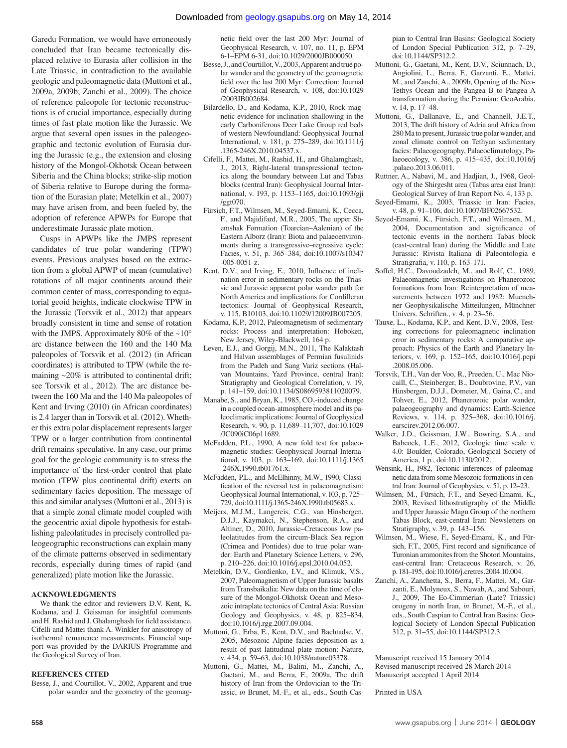Garedu Formation, we would have erroneously concluded that Iran became tectonically displaced relative to Eurasia after collision in the Late Triassic, in contradiction to the available geologic and paleomagnetic data (Muttoni et al., 2009a, 2009b; Zanchi et al., 2009). The choice of reference paleopole for tectonic reconstructions is of crucial importance, especially during times of fast plate motion like the Jurassic. We argue that several open issues in the paleogeographic and tectonic evolution of Eurasia during the Jurassic (e.g., the extension and closing history of the Mongol-Okhotsk Ocean between Siberia and the China blocks; strike-slip motion of Siberia relative to Europe during the formation of the Eurasian plate; Metelkin et al., 2007) may have arisen from, and been fueled by, the adoption of reference APWPs for Europe that underestimate Jurassic plate motion.

Cusps in APWPs like the JMPS represent candidates of true polar wandering (TPW) events. Previous analyses based on the extraction from a global APWP of mean (cumulative) rotations of all major continents around their common center of mass, corresponding to equatorial geoid heights, indicate clockwise TPW in the Jurassic (Torsvik et al., 2012) that appears broadly consistent in time and sense of rotation with the JMPS. Approximately 80% of the ~10° arc distance between the 160 and the 140 Ma paleopoles of Torsvik et al. (2012) (in African coordinates) is attributed to TPW (while the remaining ~20% is attributed to continental drift; see Torsvik et al., 2012). The arc distance between the 160 Ma and the 140 Ma paleopoles of Kent and Irving (2010) (in African coordinates) is 2.4 larger than in Torsvik et al. (2012). Whether this extra polar displacement represents larger TPW or a larger contribution from continental drift remains speculative. In any case, our prime goal for the geologic community is to stress the importance of the first-order control that plate motion (TPW plus continental drift) exerts on sedimentary facies deposition. The message of this and similar analyses (Muttoni et al., 2013) is that a simple zonal climate model coupled with the geocentric axial dipole hypothesis for establishing paleolatitudes in precisely controlled paleogeographic reconstructions can explain many of the climate patterns observed in sedimentary records, especially during times of rapid (and generalized) plate motion like the Jurassic.

## ACKNOWLEDGMENTS

We thank the editor and reviewers D.V. Kent, K. Kodama, and J. Geissman for insightful comments and H. Rashid and J. Ghalamghash for field assistance. Cifelli and Mattei thank A. Winkler for anisotropy of isothermal remanence measurements. Financial support was provided by the DARIUS Programme and the Geological Survey of Iran.

## REFERENCES CITED

Besse, J., and Courtillot, V., 2002, Apparent and true polar wander and the geometry of the geomagnetic field over the last 200 Myr: Journal of Geophysical Research, v. 107, no. 11, p. EPM 6-1–EPM 6-31, doi:10.1029/2000JB000050.

Besse, J., and Courtillot, V., 2003, Apparent and true polar wander and the geometry of the geomagnetic field over the last 200 Myr: Correction: Journal of Geophysical Research, v. 108, doi:10.1029/2003JB002684.

Bilardello, D., and Kodama, K.P., 2010, Rock magnetic evidence for inclination shallowing in the early Carboniferous Deer Lake Group red beds of western Newfoundland: Geophysical Journal International, v. 181, p. 275–289, doi:10.1111/j.1365-246X.2010.04537.x.

Cifelli, F., Mattei, M., Rashid, H., and Ghalamghash, J., 2013, Right-lateral transpressional tectonics along the boundary between Lut and Tabas blocks (central Iran): Geophysical Journal International, v. 193, p. 1153–1165, doi:10.1093/gji/ggt070.

Fürsich, F.T., Wilmsen, M., Seyed-Emami, K., Cecca, F., and Majidifard, M.R., 2005, The upper Shemshak Formation (Toarcian–Aalenian) of the Eastern Alborz (Iran): Biota and palaeoenvironments during a transgressive–regressive cycle: Facies, v. 51, p. 365–384, doi:10.1007/s10347-005-0051-z.

Kent, D.V., and Irving, E., 2010, Influence of inclination error in sedimentary rocks on the Triassic and Jurassic apparent polar wander path for North America and implications for Cordilleran tectonics: Journal of Geophysical Research, v. 115, B10103, doi:10.11029/12009JB007205.

Kodama, K.P., 2012, Paleomagnetism of sedimentary rocks: Process and interpretation: Hoboken, New Jersey, Wiley-Blackwell, 164 p.

Leven, E.J., and Gorgij, M.N., 2011, The Kalaktash and Halvan assemblages of Permian fusulinids from the Padeh and Sang Variz sections (Halvan Mountains, Yazd Province, central Iran): Stratigraphy and Geological Correlation, v. 19, p. 141–159, doi:10.1134/S0869593811020079.

Manabe, S., and Bryan, K., 1985, $CO_2$-induced change in a coupled ocean-atmosphere model and its paleoclimatic implications: Journal of Geophysical Research, v. 90, p. 11,689–11,707, doi:10.1029/JC090iC06p11689.

McFadden, P.L., 1990, A new fold test for palaeomagnetic studies: Geophysical Journal International, v. 103, p. 163–169, doi:10.1111/j.1365-246X.1990.tb01761.x.

McFadden, P.L., and McElhinny, M.W., 1990, Classification of the reversal test in palaeomagnetism: Geophysical Journal International, v. 103, p. 725–729, doi:10.1111/j.1365-246X.1990.tb05683.x.

Meijers, M.J.M., Langereis, C.G., van Hinsbergen, D.J.J., Kaymakci, N., Stephenson, R.A., and Altiner, D., 2010, Jurassic–Cretaceous low paleolatitudes from the circum-Black Sea region (Crimea and Pontides) due to true polar wander: Earth and Planetary Science Letters, v. 296, p. 210–226, doi:10.1016/j.epsl.2010.04.052.

Metelkin, D.V., Gordienko, I.V., and Klimuk, V.S., 2007, Paleomagnetism of Upper Jurassic basalts from Transbaikalia: New data on the time of closure of the Mongol-Okhotsk Ocean and Mesozoic intraplate tectonics of Central Asia: Russian Geology and Geophysics, v. 48, p. 825–834, doi:10.1016/j.rgg.2007.09.004.

Muttoni, G., Erba, E., Kent, D.V., and Bachtadse, V., 2005, Mesozoic Alpine facies deposition as a result of past latitudinal plate motion: Nature, v. 434, p. 59–63, doi:10.1038/nature03378.

Muttoni, G., Mattei, M., Balini, M., Zanchi, A., Gaetani, M., and Berra, F., 2009a, The drift history of Iran from the Ordovician to the Triassic, *in* Brunet, M.-F., et al., eds., South Caspian to Central Iran Basins: Geological Society of London Special Publication 312, p. 7–29, doi:10.1144/SP312.2.

Muttoni, G., Gaetani, M., Kent, D.V., Sciunnach, D., Angiolini, L., Berra, F., Garzanti, E., Mattei, M., and Zanchi, A., 2009b, Opening of the Neo-Tethys Ocean and the Pangea B to Pangea A transformation during the Permian: GeoArabia, v. 14, p. 17–48.

Muttoni, G., Dallanave, E., and Channell, J.E.T., 2013, The drift history of Adria and Africa from 280 Ma to present, Jurassic true polar wander, and zonal climate control on Tethyan sedimentary facies: Palaeogeography, Palaeoclimatology, Palaeoecology, v. 386, p. 415–435, doi:10.1016/j.palaeo.2013.06.011.

Ruttner, A., Nabavi, M., and Hadjian, J., 1968, Geology of the Shirgesht area (Tabas area east Iran): Geological Survey of Iran Report No. 4, 133 p.

Seyed-Emami, K., 2003, Triassic in Iran: Facies, v. 48, p. 91–106, doi:10.1007/BF02667532.

Seyed-Emami, K., Fürsich, F.T., and Wilmsen, M., 2004, Documentation and significance of tectonic events in the northern Tabas block (east-central Iran) during the Middle and Late Jurassic: Rivista Italiana di Paleontologia e Stratigrafia, v. 110, p. 163–171.

Soffel, H.C., Davoudzadeh, M., and Rolf, C., 1989, Palaeomagnetic investigations on Phanerozoic formations from Iran: Reinterpretation of measurements between 1972 and 1982: Muenchner Geophysikalische Mitteilungen, Münchner Univers. Schriften., v. 4, p. 23–56.

Tauxe, L., Kodama, K.P., and Kent, D.V., 2008, Testing corrections for paleomagnetic inclination error in sedimentary rocks: A comparative approach: Physics of the Earth and Planetary Interiors, v. 169, p. 152–165, doi:10.1016/j.pepi.2008.05.006.

Torsvik, T.H., Van der Voo, R., Preeden, U., Mac Niocaill, C., Steinberger, B., Doubrovine, P.V., van Hinsbergen, D.J.J., Domeier, M., Gaina, C., and Tohver, E., 2012, Phanerozoic polar wander, palaeogeography and dynamics: Earth-Science Reviews, v. 114, p. 325–368, doi:10.1016/j.earscirev.2012.06.007.

Walker, J.D., Geissman, J.W., Bowring, S.A., and Babcock, L.E., 2012, Geologic time scale v. 4.0: Boulder, Colorado, Geological Society of America, 1 p., doi:10.1130/2012.

Wensink, H., 1982, Tectonic inferences of paleomagnetic data from some Mesozoic formations in central Iran: Journal of Geophysics, v. 51, p. 12–23.

Wilmsen, M., Fürsich, F.T., and Seyed-Emami, K., 2003, Revised lithostratigraphy of the Middle and Upper Jurassic Magu Group of the northern Tabas Block, east-central Iran: Newsletters on Stratigraphy, v. 39, p. 143–156.

Wilmsen, M., Wiese, F., Seyed-Emami, K., and Fürsich, F.T., 2005, First record and significance of Turonian ammonites from the Shotori Mountains, east-central Iran: Cretaceous Research, v. 26, p. 181–195, doi:10.1016/j.cretres.2004.10.004.

Zanchi, A., Zanchetta, S., Berra, F., Mattei, M., Garzanti, E., Molyneux, S., Nawab, A., and Sabouri, J., 2009, The Eo-Cimmerian (Late? Triassic) orogeny in north Iran, *in* Brunet, M.-F., et al., eds., South Caspian to Central Iran Basins: Geological Society of London Special Publication 312, p. 31–55, doi:10.1144/SP312.3.

Manuscript received 15 January 2014
Revised manuscript received 28 March 2014
Manuscript accepted 1 April 2014

Printed in USA